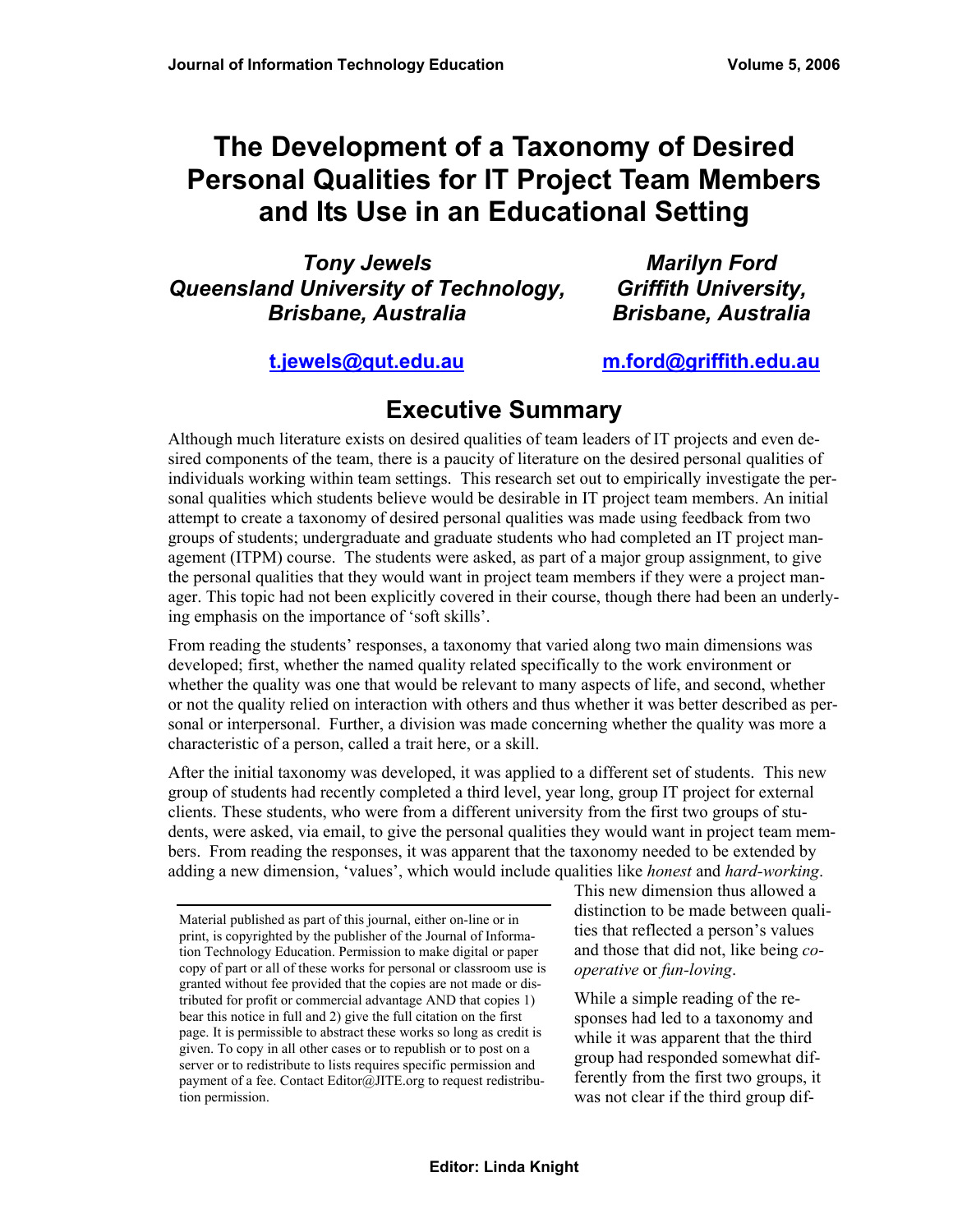# The Development of a Taxonomy of Desired Personal Qualities for IT Project Team Members and Its Use in an Educational Setting

***Tony Jewels***
***Queensland University of Technology, Brisbane, Australia***

[t.jewels@qut.edu.au](mailto:t.jewels@qut.edu.au)

***Marilyn Ford***
***Griffith University, Brisbane, Australia***

[m.ford@griffith.edu.au](mailto:m.ford@griffith.edu.au)

## Executive Summary

Although much literature exists on desired qualities of team leaders of IT projects and even desired components of the team, there is a paucity of literature on the desired personal qualities of individuals working within team settings. This research set out to empirically investigate the personal qualities which students believe would be desirable in IT project team members. An initial attempt to create a taxonomy of desired personal qualities was made using feedback from two groups of students; undergraduate and graduate students who had completed an IT project management (ITPM) course. The students were asked, as part of a major group assignment, to give the personal qualities that they would want in project team members if they were a project manager. This topic had not been explicitly covered in their course, though there had been an underlying emphasis on the importance of 'soft skills'.

From reading the students' responses, a taxonomy that varied along two main dimensions was developed; first, whether the named quality related specifically to the work environment or whether the quality was one that would be relevant to many aspects of life, and second, whether or not the quality relied on interaction with others and thus whether it was better described as personal or interpersonal. Further, a division was made concerning whether the quality was more a characteristic of a person, called a trait here, or a skill.

After the initial taxonomy was developed, it was applied to a different set of students. This new group of students had recently completed a third level, year long, group IT project for external clients. These students, who were from a different university from the first two groups of students, were asked, via email, to give the personal qualities they would want in project team members. From reading the responses, it was apparent that the taxonomy needed to be extended by adding a new dimension, 'values', which would include qualities like *honest* and *hard-working*. This new dimension thus allowed a distinction to be made between qualities that reflected a person's values and those that did not, like being *co-operative* or *fun-loving*.

While a simple reading of the responses had led to a taxonomy and while it was apparent that the third group had responded somewhat differently from the first two groups, it was not clear if the third group dif-

Material published as part of this journal, either on-line or in print, is copyrighted by the publisher of the Journal of Information Technology Education. Permission to make digital or paper copy of part or all of these works for personal or classroom use is granted without fee provided that the copies are not made or distributed for profit or commercial advantage AND that copies 1) bear this notice in full and 2) give the full citation on the first page. It is permissible to abstract these works so long as credit is given. To copy in all other cases or to republish or to post on a server or to redistribute to lists requires specific permission and payment of a fee. Contact Editor@JITE.org to request redistribution permission.

Editor: Linda Knight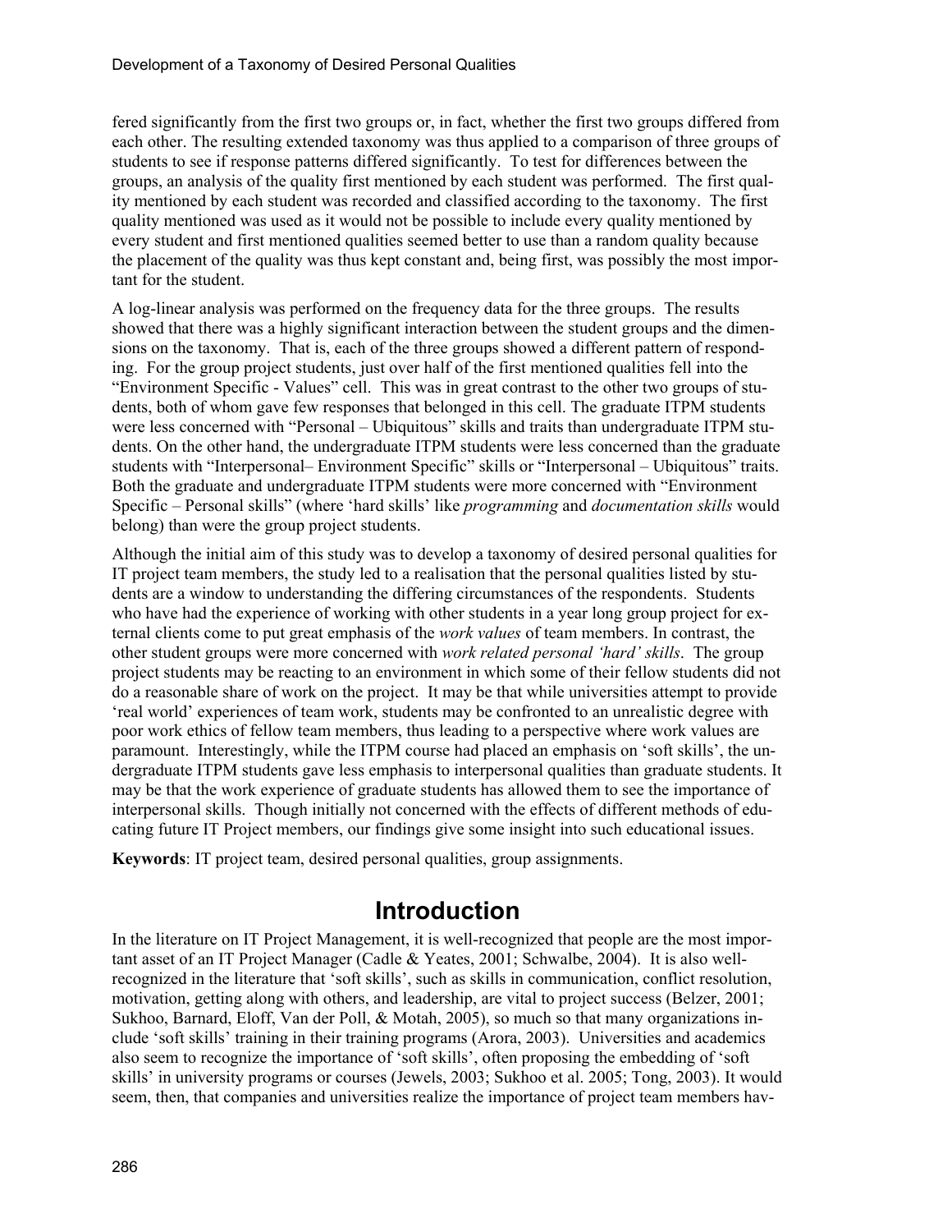fered significantly from the first two groups or, in fact, whether the first two groups differed from each other. The resulting extended taxonomy was thus applied to a comparison of three groups of students to see if response patterns differed significantly. To test for differences between the groups, an analysis of the quality first mentioned by each student was performed. The first quality mentioned by each student was recorded and classified according to the taxonomy. The first quality mentioned was used as it would not be possible to include every quality mentioned by every student and first mentioned qualities seemed better to use than a random quality because the placement of the quality was thus kept constant and, being first, was possibly the most important for the student.

A log-linear analysis was performed on the frequency data for the three groups. The results showed that there was a highly significant interaction between the student groups and the dimensions on the taxonomy. That is, each of the three groups showed a different pattern of responding. For the group project students, just over half of the first mentioned qualities fell into the "Environment Specific - Values" cell. This was in great contrast to the other two groups of students, both of whom gave few responses that belonged in this cell. The graduate ITPM students were less concerned with "Personal – Ubiquitous" skills and traits than undergraduate ITPM students. On the other hand, the undergraduate ITPM students were less concerned than the graduate students with "Interpersonal– Environment Specific" skills or "Interpersonal – Ubiquitous" traits. Both the graduate and undergraduate ITPM students were more concerned with "Environment Specific – Personal skills" (where 'hard skills' like *programming* and *documentation skills* would belong) than were the group project students.

Although the initial aim of this study was to develop a taxonomy of desired personal qualities for IT project team members, the study led to a realisation that the personal qualities listed by students are a window to understanding the differing circumstances of the respondents. Students who have had the experience of working with other students in a year long group project for external clients come to put great emphasis of the *work values* of team members. In contrast, the other student groups were more concerned with *work related personal 'hard' skills*. The group project students may be reacting to an environment in which some of their fellow students did not do a reasonable share of work on the project. It may be that while universities attempt to provide 'real world' experiences of team work, students may be confronted to an unrealistic degree with poor work ethics of fellow team members, thus leading to a perspective where work values are paramount. Interestingly, while the ITPM course had placed an emphasis on 'soft skills', the undergraduate ITPM students gave less emphasis to interpersonal qualities than graduate students. It may be that the work experience of graduate students has allowed them to see the importance of interpersonal skills. Though initially not concerned with the effects of different methods of educating future IT Project members, our findings give some insight into such educational issues.

**Keywords**: IT project team, desired personal qualities, group assignments.

# Introduction

In the literature on IT Project Management, it is well-recognized that people are the most important asset of an IT Project Manager (Cadle & Yeates, 2001; Schwalbe, 2004). It is also well-recognized in the literature that 'soft skills', such as skills in communication, conflict resolution, motivation, getting along with others, and leadership, are vital to project success (Belzer, 2001; Sukhoo, Barnard, Eloff, Van der Poll, & Motah, 2005), so much so that many organizations include 'soft skills' training in their training programs (Arora, 2003). Universities and academics also seem to recognize the importance of 'soft skills', often proposing the embedding of 'soft skills' in university programs or courses (Jewels, 2003; Sukhoo et al. 2005; Tong, 2003). It would seem, then, that companies and universities realize the importance of project team members hav-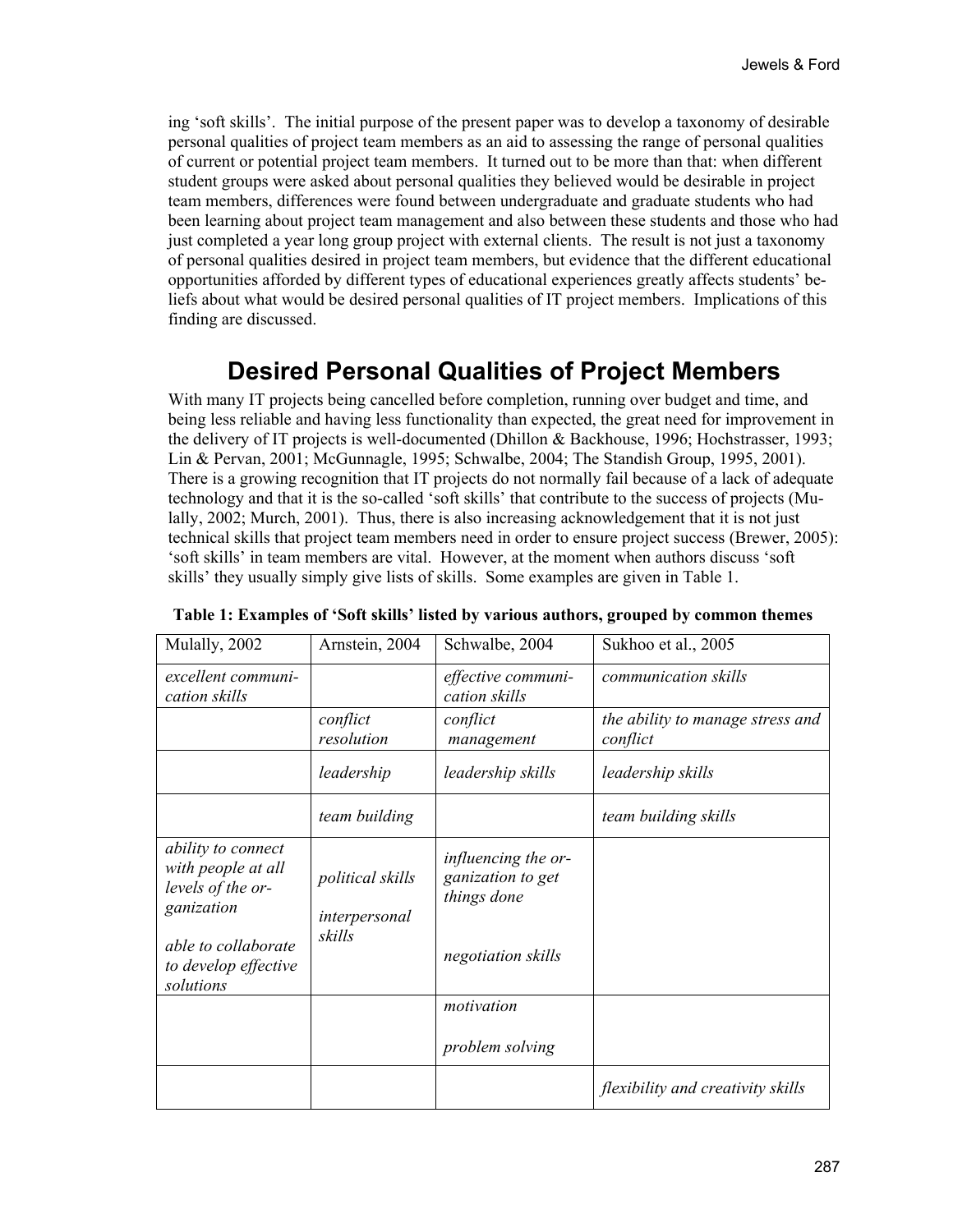ing 'soft skills'. The initial purpose of the present paper was to develop a taxonomy of desirable personal qualities of project team members as an aid to assessing the range of personal qualities of current or potential project team members. It turned out to be more than that: when different student groups were asked about personal qualities they believed would be desirable in project team members, differences were found between undergraduate and graduate students who had been learning about project team management and also between these students and those who had just completed a year long group project with external clients. The result is not just a taxonomy of personal qualities desired in project team members, but evidence that the different educational opportunities afforded by different types of educational experiences greatly affects students' beliefs about what would be desired personal qualities of IT project members. Implications of this finding are discussed.

## Desired Personal Qualities of Project Members

With many IT projects being cancelled before completion, running over budget and time, and being less reliable and having less functionality than expected, the great need for improvement in the delivery of IT projects is well-documented (Dhillon & Backhouse, 1996; Hochstrasser, 1993; Lin & Pervan, 2001; McGunnagle, 1995; Schwalbe, 2004; The Standish Group, 1995, 2001). There is a growing recognition that IT projects do not normally fail because of a lack of adequate technology and that it is the so-called 'soft skills' that contribute to the success of projects (Mulally, 2002; Murch, 2001). Thus, there is also increasing acknowledgement that it is not just technical skills that project team members need in order to ensure project success (Brewer, 2005): 'soft skills' in team members are vital. However, at the moment when authors discuss 'soft skills' they usually simply give lists of skills. Some examples are given in Table 1.

**Table 1: Examples of 'Soft skills' listed by various authors, grouped by common themes**

| Mulally, 2002 | Arnstein, 2004 | Schwalbe, 2004 | Sukhoo et al., 2005 |
|---|---|---|---|
| *excellent communication skills* | | *effective communication skills* | *communication skills* |
| | *conflict resolution* | *conflict management* | *the ability to manage stress and conflict* |
| | *leadership* | *leadership skills* | *leadership skills* |
| | *team building* | | *team building skills* |
| *ability to connect with people at all levels of the organization*<br><br>*able to collaborate to develop effective solutions* | *political skills*<br><br>*interpersonal skills* | *influencing the organization to get things done*<br><br>*negotiation skills* | |
| | | *motivation*<br><br>*problem solving* | |
| | | | *flexibility and creativity skills* |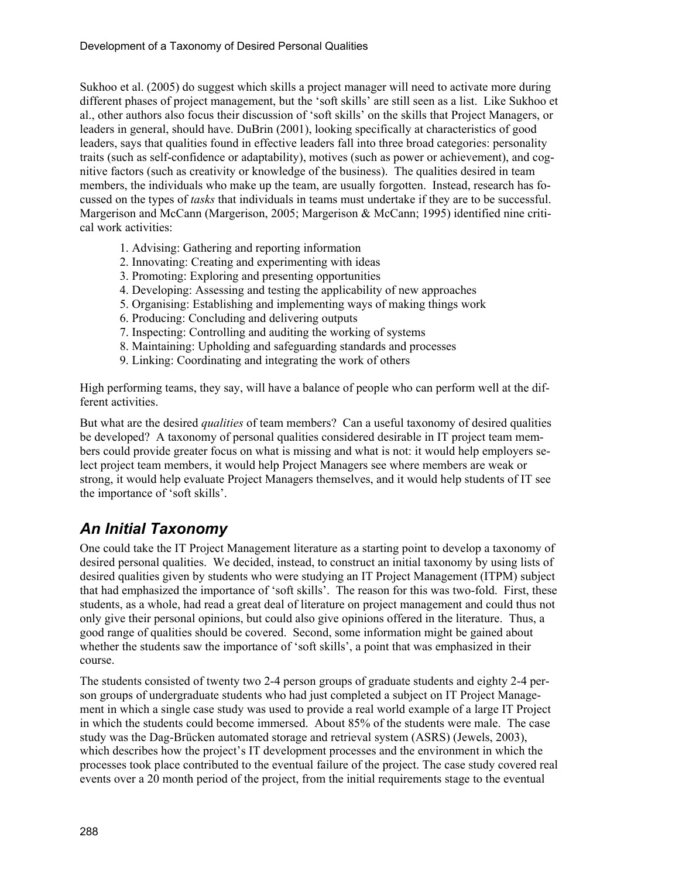Sukhoo et al. (2005) do suggest which skills a project manager will need to activate more during different phases of project management, but the 'soft skills' are still seen as a list. Like Sukhoo et al., other authors also focus their discussion of 'soft skills' on the skills that Project Managers, or leaders in general, should have. DuBrin (2001), looking specifically at characteristics of good leaders, says that qualities found in effective leaders fall into three broad categories: personality traits (such as self-confidence or adaptability), motives (such as power or achievement), and cognitive factors (such as creativity or knowledge of the business). The qualities desired in team members, the individuals who make up the team, are usually forgotten. Instead, research has focussed on the types of *tasks* that individuals in teams must undertake if they are to be successful. Margerison and McCann (Margerison, 2005; Margerison & McCann; 1995) identified nine critical work activities:

1. Advising: Gathering and reporting information
2. Innovating: Creating and experimenting with ideas
3. Promoting: Exploring and presenting opportunities
4. Developing: Assessing and testing the applicability of new approaches
5. Organising: Establishing and implementing ways of making things work
6. Producing: Concluding and delivering outputs
7. Inspecting: Controlling and auditing the working of systems
8. Maintaining: Upholding and safeguarding standards and processes
9. Linking: Coordinating and integrating the work of others

High performing teams, they say, will have a balance of people who can perform well at the different activities.

But what are the desired *qualities* of team members? Can a useful taxonomy of desired qualities be developed? A taxonomy of personal qualities considered desirable in IT project team members could provide greater focus on what is missing and what is not: it would help employers select project team members, it would help Project Managers see where members are weak or strong, it would help evaluate Project Managers themselves, and it would help students of IT see the importance of 'soft skills'.

## An Initial Taxonomy

One could take the IT Project Management literature as a starting point to develop a taxonomy of desired personal qualities. We decided, instead, to construct an initial taxonomy by using lists of desired qualities given by students who were studying an IT Project Management (ITPM) subject that had emphasized the importance of 'soft skills'. The reason for this was two-fold. First, these students, as a whole, had read a great deal of literature on project management and could thus not only give their personal opinions, but could also give opinions offered in the literature. Thus, a good range of qualities should be covered. Second, some information might be gained about whether the students saw the importance of 'soft skills', a point that was emphasized in their course.

The students consisted of twenty two 2-4 person groups of graduate students and eighty 2-4 person groups of undergraduate students who had just completed a subject on IT Project Management in which a single case study was used to provide a real world example of a large IT Project in which the students could become immersed. About 85% of the students were male. The case study was the Dag-Brücken automated storage and retrieval system (ASRS) (Jewels, 2003), which describes how the project's IT development processes and the environment in which the processes took place contributed to the eventual failure of the project. The case study covered real events over a 20 month period of the project, from the initial requirements stage to the eventual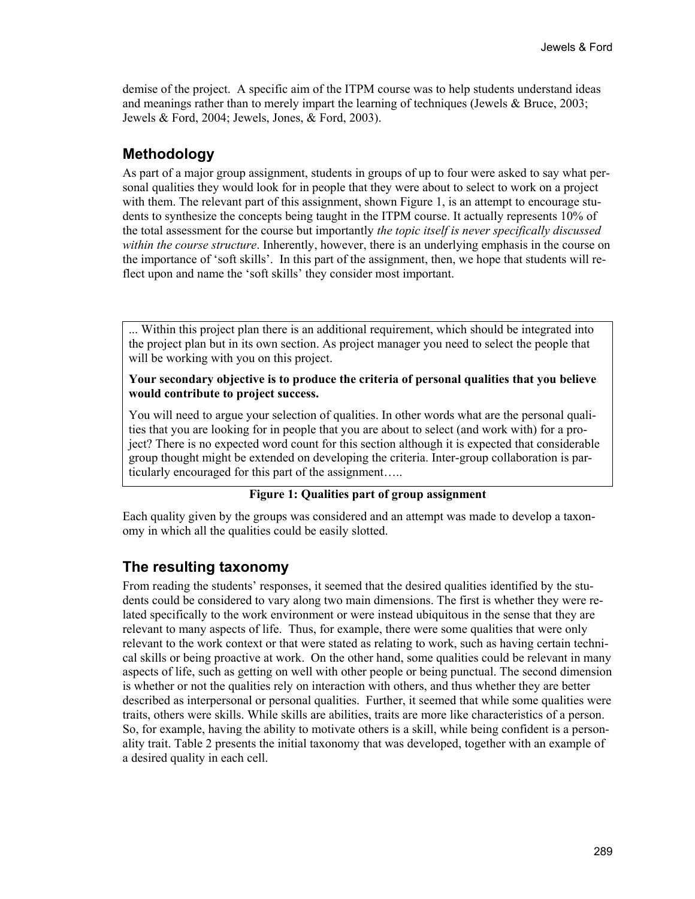demise of the project. A specific aim of the ITPM course was to help students understand ideas and meanings rather than to merely impart the learning of techniques (Jewels & Bruce, 2003; Jewels & Ford, 2004; Jewels, Jones, & Ford, 2003).

## Methodology

As part of a major group assignment, students in groups of up to four were asked to say what personal qualities they would look for in people that they were about to select to work on a project with them. The relevant part of this assignment, shown Figure 1, is an attempt to encourage students to synthesize the concepts being taught in the ITPM course. It actually represents 10% of the total assessment for the course but importantly *the topic itself is never specifically discussed within the course structure*. Inherently, however, there is an underlying emphasis in the course on the importance of 'soft skills'. In this part of the assignment, then, we hope that students will reflect upon and name the 'soft skills' they consider most important.

> ... Within this project plan there is an additional requirement, which should be integrated into the project plan but in its own section. As project manager you need to select the people that will be working with you on this project.
>
> **Your secondary objective is to produce the criteria of personal qualities that you believe would contribute to project success.**
>
> You will need to argue your selection of qualities. In other words what are the personal qualities that you are looking for in people that you are about to select (and work with) for a project? There is no expected word count for this section although it is expected that considerable group thought might be extended on developing the criteria. Inter-group collaboration is particularly encouraged for this part of the assignment…..

**Figure 1: Qualities part of group assignment**

Each quality given by the groups was considered and an attempt was made to develop a taxonomy in which all the qualities could be easily slotted.

## The resulting taxonomy

From reading the students' responses, it seemed that the desired qualities identified by the students could be considered to vary along two main dimensions. The first is whether they were related specifically to the work environment or were instead ubiquitous in the sense that they are relevant to many aspects of life. Thus, for example, there were some qualities that were only relevant to the work context or that were stated as relating to work, such as having certain technical skills or being proactive at work. On the other hand, some qualities could be relevant in many aspects of life, such as getting on well with other people or being punctual. The second dimension is whether or not the qualities rely on interaction with others, and thus whether they are better described as interpersonal or personal qualities. Further, it seemed that while some qualities were traits, others were skills. While skills are abilities, traits are more like characteristics of a person. So, for example, having the ability to motivate others is a skill, while being confident is a personality trait. Table 2 presents the initial taxonomy that was developed, together with an example of a desired quality in each cell.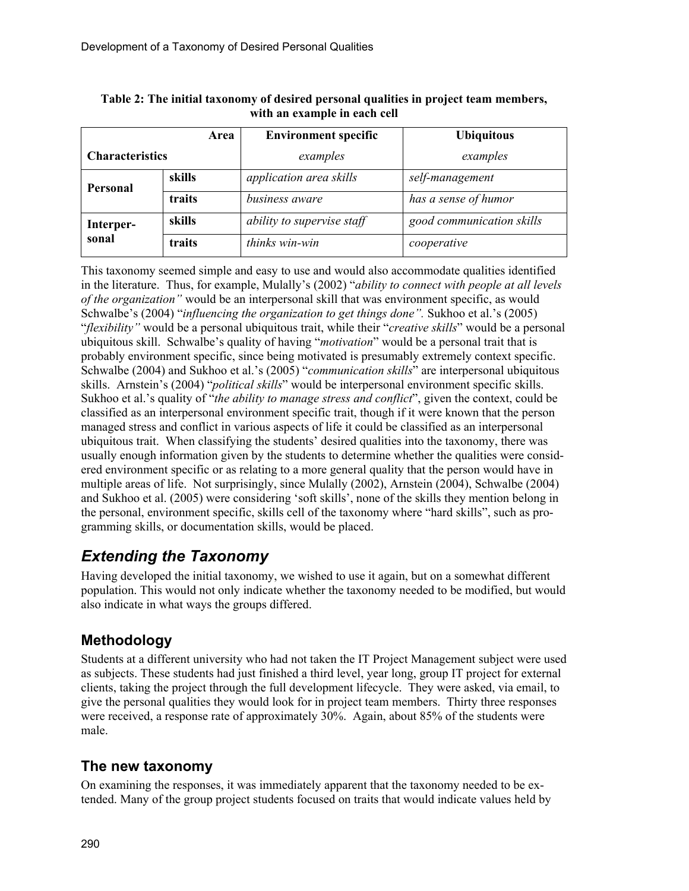**Table 2: The initial taxonomy of desired personal qualities in project team members, with an example in each cell**

| Characteristics | Area | Environment specific *examples* | Ubiquitous *examples* |
|---|---|---|---|
| **Personal** | **skills** | *application area skills* | *self-management* |
| | **traits** | *business aware* | *has a sense of humor* |
| **Interper-sonal** | **skills** | *ability to supervise staff* | *good communication skills* |
| | **traits** | *thinks win-win* | *cooperative* |

This taxonomy seemed simple and easy to use and would also accommodate qualities identified in the literature. Thus, for example, Mulally's (2002) "*ability to connect with people at all levels of the organization"* would be an interpersonal skill that was environment specific, as would Schwalbe's (2004) "*influencing the organization to get things done".* Sukhoo et al.'s (2005) "*flexibility"* would be a personal ubiquitous trait, while their "*creative skills*" would be a personal ubiquitous skill. Schwalbe's quality of having "*motivation*" would be a personal trait that is probably environment specific, since being motivated is presumably extremely context specific. Schwalbe (2004) and Sukhoo et al.'s (2005) "*communication skills*" are interpersonal ubiquitous skills. Arnstein's (2004) "*political skills*" would be interpersonal environment specific skills. Sukhoo et al.'s quality of "*the ability to manage stress and conflict*", given the context, could be classified as an interpersonal environment specific trait, though if it were known that the person managed stress and conflict in various aspects of life it could be classified as an interpersonal ubiquitous trait. When classifying the students' desired qualities into the taxonomy, there was usually enough information given by the students to determine whether the qualities were considered environment specific or as relating to a more general quality that the person would have in multiple areas of life. Not surprisingly, since Mulally (2002), Arnstein (2004), Schwalbe (2004) and Sukhoo et al. (2005) were considering 'soft skills', none of the skills they mention belong in the personal, environment specific, skills cell of the taxonomy where "hard skills", such as programming skills, or documentation skills, would be placed.

## *Extending the Taxonomy*

Having developed the initial taxonomy, we wished to use it again, but on a somewhat different population. This would not only indicate whether the taxonomy needed to be modified, but would also indicate in what ways the groups differed.

### Methodology

Students at a different university who had not taken the IT Project Management subject were used as subjects. These students had just finished a third level, year long, group IT project for external clients, taking the project through the full development lifecycle. They were asked, via email, to give the personal qualities they would look for in project team members. Thirty three responses were received, a response rate of approximately 30%. Again, about 85% of the students were male.

### The new taxonomy

On examining the responses, it was immediately apparent that the taxonomy needed to be extended. Many of the group project students focused on traits that would indicate values held by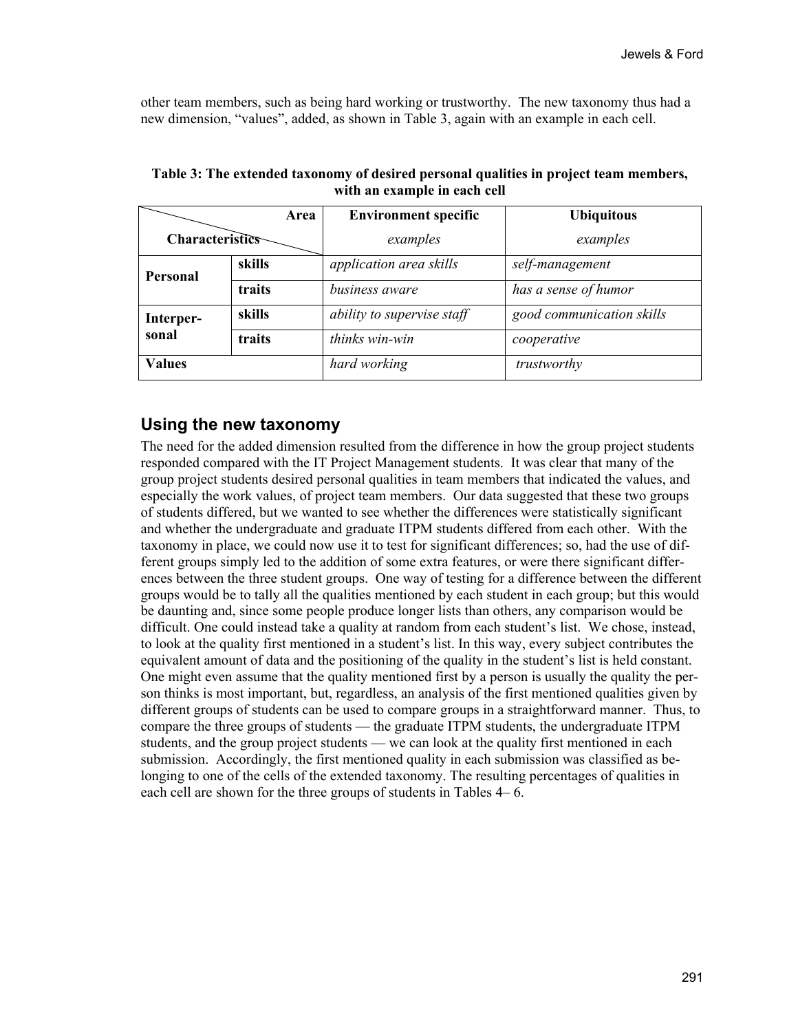other team members, such as being hard working or trustworthy. The new taxonomy thus had a new dimension, "values", added, as shown in Table 3, again with an example in each cell.

**Table 3: The extended taxonomy of desired personal qualities in project team members, with an example in each cell**

| Characteristics \ Area | | Environment specific *examples* | Ubiquitous *examples* |
|---|---|---|---|
| **Personal** | **skills** | *application area skills* | *self-management* |
| | **traits** | *business aware* | *has a sense of humor* |
| **Interper-sonal** | **skills** | *ability to supervise staff* | *good communication skills* |
| | **traits** | *thinks win-win* | *cooperative* |
| **Values** | | *hard working* | *trustworthy* |

## Using the new taxonomy

The need for the added dimension resulted from the difference in how the group project students responded compared with the IT Project Management students. It was clear that many of the group project students desired personal qualities in team members that indicated the values, and especially the work values, of project team members. Our data suggested that these two groups of students differed, but we wanted to see whether the differences were statistically significant and whether the undergraduate and graduate ITPM students differed from each other. With the taxonomy in place, we could now use it to test for significant differences; so, had the use of different groups simply led to the addition of some extra features, or were there significant differences between the three student groups. One way of testing for a difference between the different groups would be to tally all the qualities mentioned by each student in each group; but this would be daunting and, since some people produce longer lists than others, any comparison would be difficult. One could instead take a quality at random from each student's list. We chose, instead, to look at the quality first mentioned in a student's list. In this way, every subject contributes the equivalent amount of data and the positioning of the quality in the student's list is held constant. One might even assume that the quality mentioned first by a person is usually the quality the person thinks is most important, but, regardless, an analysis of the first mentioned qualities given by different groups of students can be used to compare groups in a straightforward manner. Thus, to compare the three groups of students — the graduate ITPM students, the undergraduate ITPM students, and the group project students — we can look at the quality first mentioned in each submission. Accordingly, the first mentioned quality in each submission was classified as belonging to one of the cells of the extended taxonomy. The resulting percentages of qualities in each cell are shown for the three groups of students in Tables 4– 6.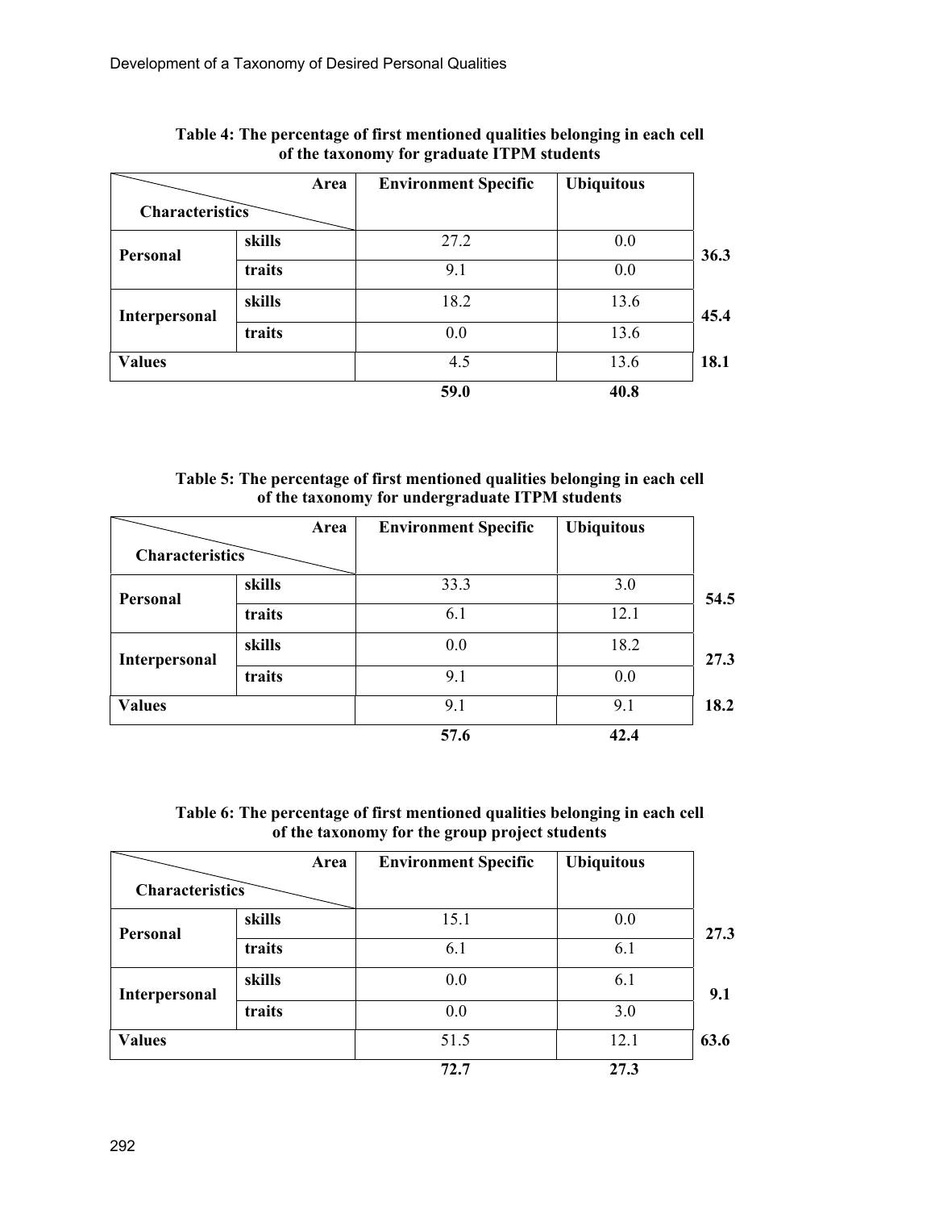**Table 4: The percentage of first mentioned qualities belonging in each cell of the taxonomy for graduate ITPM students**

| Characteristics \ Area | | Environment Specific | Ubiquitous | |
|---|---|---|---|---|
| Personal | skills | 27.2 | 0.0 | **36.3** |
| | traits | 9.1 | 0.0 | |
| Interpersonal | skills | 18.2 | 13.6 | **45.4** |
| | traits | 0.0 | 13.6 | |
| Values | | 4.5 | 13.6 | **18.1** |
| | | **59.0** | **40.8** | |

**Table 5: The percentage of first mentioned qualities belonging in each cell of the taxonomy for undergraduate ITPM students**

| Characteristics \ Area | | Environment Specific | Ubiquitous | |
|---|---|---|---|---|
| Personal | skills | 33.3 | 3.0 | **54.5** |
| | traits | 6.1 | 12.1 | |
| Interpersonal | skills | 0.0 | 18.2 | **27.3** |
| | traits | 9.1 | 0.0 | |
| Values | | 9.1 | 9.1 | **18.2** |
| | | **57.6** | **42.4** | |

**Table 6: The percentage of first mentioned qualities belonging in each cell of the taxonomy for the group project students**

| Characteristics \ Area | | Environment Specific | Ubiquitous | |
|---|---|---|---|---|
| Personal | skills | 15.1 | 0.0 | **27.3** |
| | traits | 6.1 | 6.1 | |
| Interpersonal | skills | 0.0 | 6.1 | **9.1** |
| | traits | 0.0 | 3.0 | |
| Values | | 51.5 | 12.1 | **63.6** |
| | | **72.7** | **27.3** | |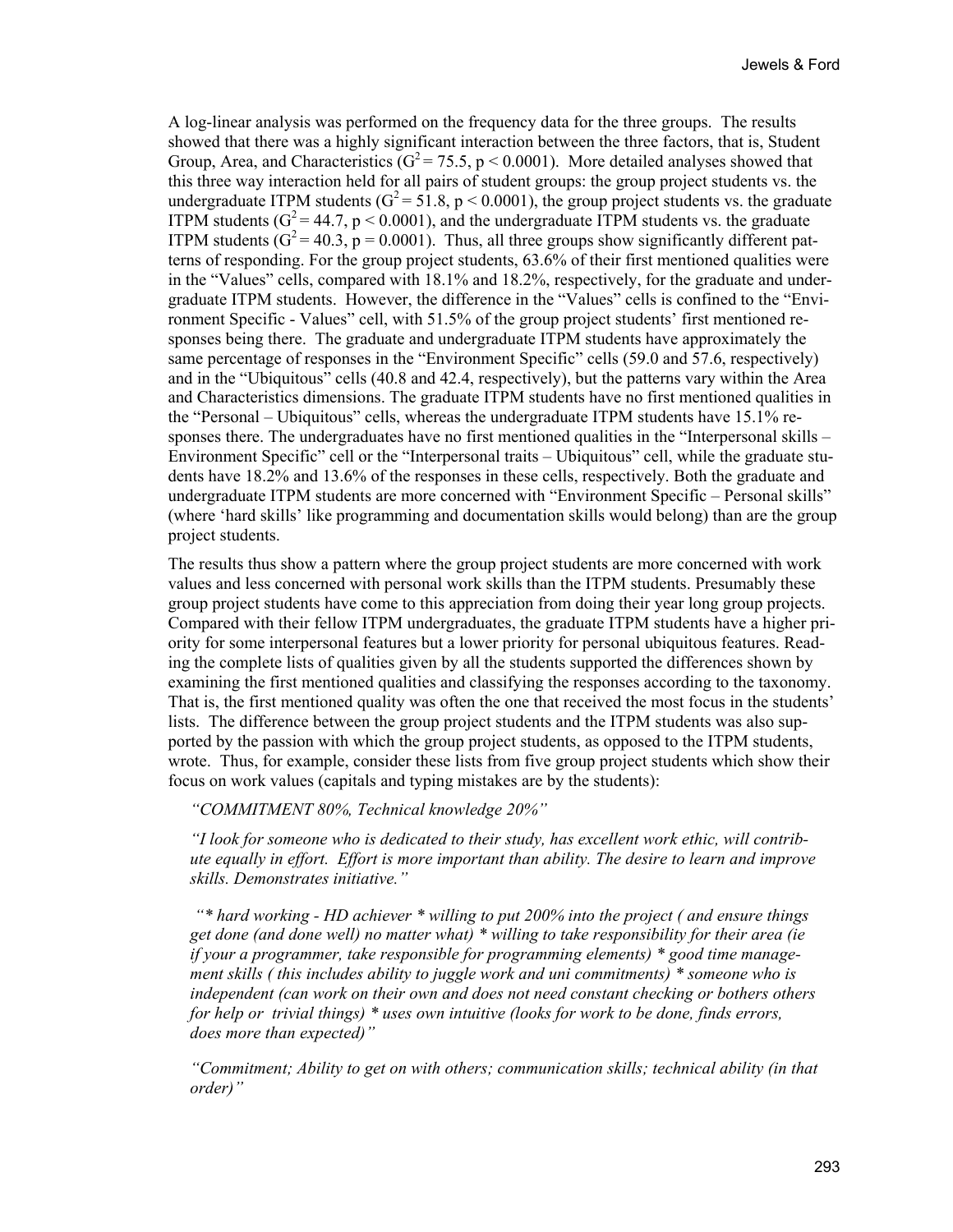A log-linear analysis was performed on the frequency data for the three groups. The results showed that there was a highly significant interaction between the three factors, that is, Student Group, Area, and Characteristics ($G^2 = 75.5$, $p < 0.0001$). More detailed analyses showed that this three way interaction held for all pairs of student groups: the group project students vs. the undergraduate ITPM students ($G^2 = 51.8$, $p < 0.0001$), the group project students vs. the graduate ITPM students ($G^2 = 44.7$, $p < 0.0001$), and the undergraduate ITPM students vs. the graduate ITPM students ($G^2 = 40.3$, $p = 0.0001$). Thus, all three groups show significantly different patterns of responding. For the group project students, 63.6% of their first mentioned qualities were in the "Values" cells, compared with 18.1% and 18.2%, respectively, for the graduate and undergraduate ITPM students. However, the difference in the "Values" cells is confined to the "Environment Specific - Values" cell, with 51.5% of the group project students' first mentioned responses being there. The graduate and undergraduate ITPM students have approximately the same percentage of responses in the "Environment Specific" cells (59.0 and 57.6, respectively) and in the "Ubiquitous" cells (40.8 and 42.4, respectively), but the patterns vary within the Area and Characteristics dimensions. The graduate ITPM students have no first mentioned qualities in the "Personal – Ubiquitous" cells, whereas the undergraduate ITPM students have 15.1% responses there. The undergraduates have no first mentioned qualities in the "Interpersonal skills – Environment Specific" cell or the "Interpersonal traits – Ubiquitous" cell, while the graduate students have 18.2% and 13.6% of the responses in these cells, respectively. Both the graduate and undergraduate ITPM students are more concerned with "Environment Specific – Personal skills" (where 'hard skills' like programming and documentation skills would belong) than are the group project students.

The results thus show a pattern where the group project students are more concerned with work values and less concerned with personal work skills than the ITPM students. Presumably these group project students have come to this appreciation from doing their year long group projects. Compared with their fellow ITPM undergraduates, the graduate ITPM students have a higher priority for some interpersonal features but a lower priority for personal ubiquitous features. Reading the complete lists of qualities given by all the students supported the differences shown by examining the first mentioned qualities and classifying the responses according to the taxonomy. That is, the first mentioned quality was often the one that received the most focus in the students' lists. The difference between the group project students and the ITPM students was also supported by the passion with which the group project students, as opposed to the ITPM students, wrote. Thus, for example, consider these lists from five group project students which show their focus on work values (capitals and typing mistakes are by the students):

> *"COMMITMENT 80%, Technical knowledge 20%"*

> *"I look for someone who is dedicated to their study, has excellent work ethic, will contribute equally in effort. Effort is more important than ability. The desire to learn and improve skills. Demonstrates initiative."*

> *"* hard working - HD achiever * willing to put 200% into the project ( and ensure things get done (and done well) no matter what) * willing to take responsibility for their area (ie if your a programmer, take responsible for programming elements) * good time management skills ( this includes ability to juggle work and uni commitments) * someone who is independent (can work on their own and does not need constant checking or bothers others for help or trivial things) * uses own intuitive (looks for work to be done, finds errors, does more than expected)"*

> *"Commitment; Ability to get on with others; communication skills; technical ability (in that order)"*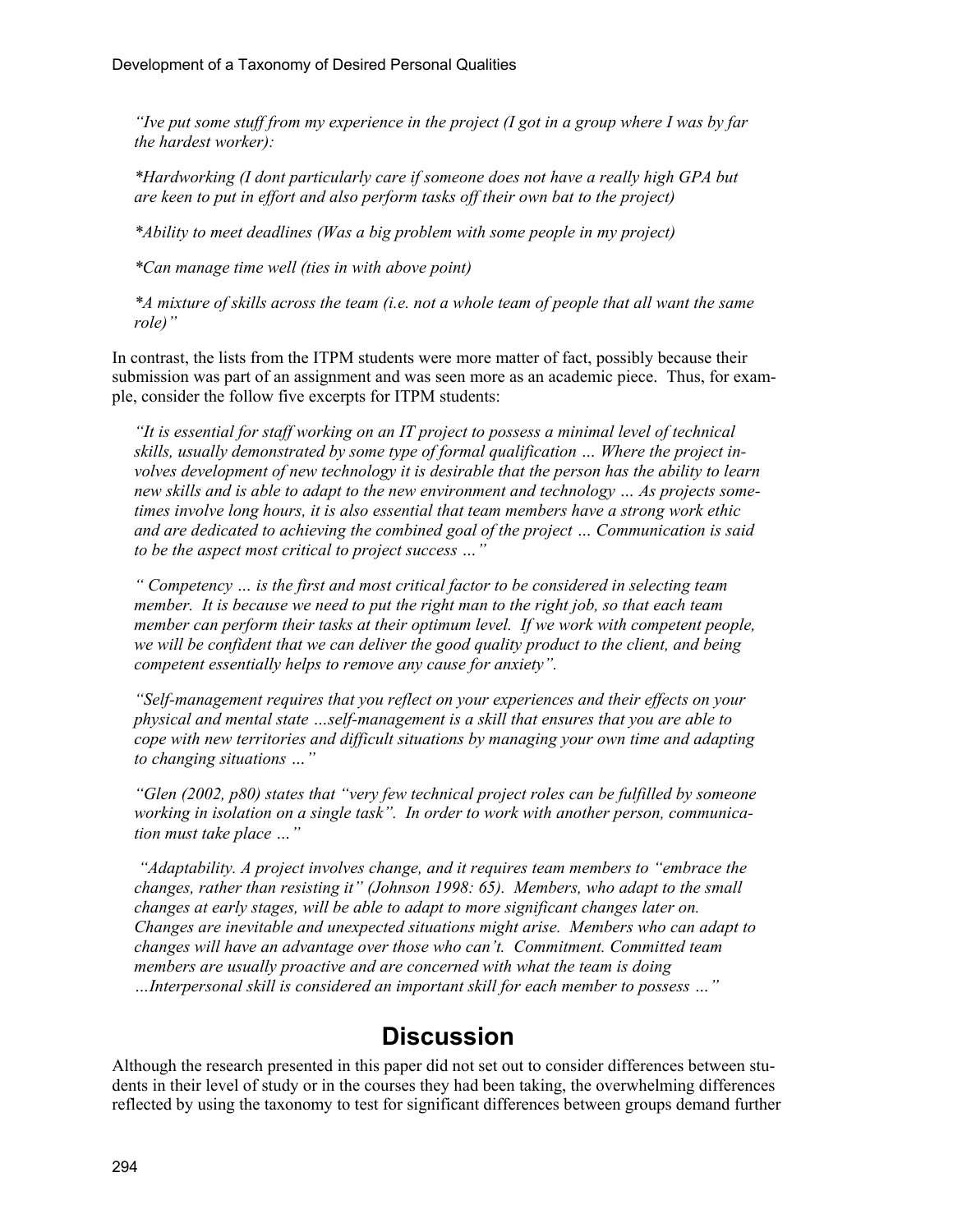*"Ive put some stuff from my experience in the project (I got in a group where I was by far the hardest worker):*

> *\*Hardworking (I dont particularly care if someone does not have a really high GPA but are keen to put in effort and also perform tasks off their own bat to the project)*
>
> *\*Ability to meet deadlines (Was a big problem with some people in my project)*
>
> *\*Can manage time well (ties in with above point)*
>
> *\*A mixture of skills across the team (i.e. not a whole team of people that all want the same role)"*

In contrast, the lists from the ITPM students were more matter of fact, possibly because their submission was part of an assignment and was seen more as an academic piece. Thus, for example, consider the follow five excerpts for ITPM students:

> *"It is essential for staff working on an IT project to possess a minimal level of technical skills, usually demonstrated by some type of formal qualification … Where the project involves development of new technology it is desirable that the person has the ability to learn new skills and is able to adapt to the new environment and technology … As projects sometimes involve long hours, it is also essential that team members have a strong work ethic and are dedicated to achieving the combined goal of the project … Communication is said to be the aspect most critical to project success …"*
>
> *" Competency … is the first and most critical factor to be considered in selecting team member. It is because we need to put the right man to the right job, so that each team member can perform their tasks at their optimum level. If we work with competent people, we will be confident that we can deliver the good quality product to the client, and being competent essentially helps to remove any cause for anxiety".*
>
> *"Self-management requires that you reflect on your experiences and their effects on your physical and mental state …self-management is a skill that ensures that you are able to cope with new territories and difficult situations by managing your own time and adapting to changing situations …"*
>
> *"Glen (2002, p80) states that "very few technical project roles can be fulfilled by someone working in isolation on a single task". In order to work with another person, communication must take place …"*
>
> *"Adaptability. A project involves change, and it requires team members to "embrace the changes, rather than resisting it" (Johnson 1998: 65). Members, who adapt to the small changes at early stages, will be able to adapt to more significant changes later on. Changes are inevitable and unexpected situations might arise. Members who can adapt to changes will have an advantage over those who can't. Commitment. Committed team members are usually proactive and are concerned with what the team is doing …Interpersonal skill is considered an important skill for each member to possess …"*

## Discussion

Although the research presented in this paper did not set out to consider differences between students in their level of study or in the courses they had been taking, the overwhelming differences reflected by using the taxonomy to test for significant differences between groups demand further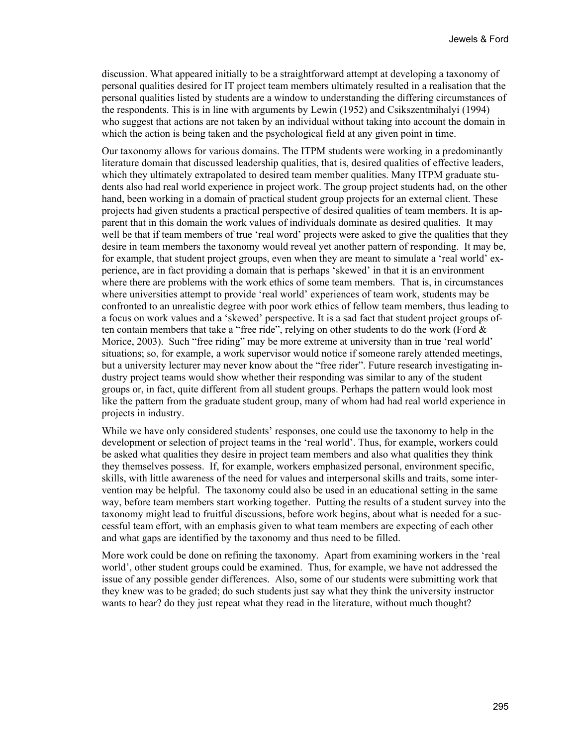discussion. What appeared initially to be a straightforward attempt at developing a taxonomy of personal qualities desired for IT project team members ultimately resulted in a realisation that the personal qualities listed by students are a window to understanding the differing circumstances of the respondents. This is in line with arguments by Lewin (1952) and Csikszentmihalyi (1994) who suggest that actions are not taken by an individual without taking into account the domain in which the action is being taken and the psychological field at any given point in time.

Our taxonomy allows for various domains. The ITPM students were working in a predominantly literature domain that discussed leadership qualities, that is, desired qualities of effective leaders, which they ultimately extrapolated to desired team member qualities. Many ITPM graduate students also had real world experience in project work. The group project students had, on the other hand, been working in a domain of practical student group projects for an external client. These projects had given students a practical perspective of desired qualities of team members. It is apparent that in this domain the work values of individuals dominate as desired qualities. It may well be that if team members of true 'real word' projects were asked to give the qualities that they desire in team members the taxonomy would reveal yet another pattern of responding. It may be, for example, that student project groups, even when they are meant to simulate a 'real world' experience, are in fact providing a domain that is perhaps 'skewed' in that it is an environment where there are problems with the work ethics of some team members. That is, in circumstances where universities attempt to provide 'real world' experiences of team work, students may be confronted to an unrealistic degree with poor work ethics of fellow team members, thus leading to a focus on work values and a 'skewed' perspective. It is a sad fact that student project groups often contain members that take a "free ride", relying on other students to do the work (Ford & Morice, 2003). Such "free riding" may be more extreme at university than in true 'real world' situations; so, for example, a work supervisor would notice if someone rarely attended meetings, but a university lecturer may never know about the "free rider". Future research investigating industry project teams would show whether their responding was similar to any of the student groups or, in fact, quite different from all student groups. Perhaps the pattern would look most like the pattern from the graduate student group, many of whom had had real world experience in projects in industry.

While we have only considered students' responses, one could use the taxonomy to help in the development or selection of project teams in the 'real world'. Thus, for example, workers could be asked what qualities they desire in project team members and also what qualities they think they themselves possess. If, for example, workers emphasized personal, environment specific, skills, with little awareness of the need for values and interpersonal skills and traits, some intervention may be helpful. The taxonomy could also be used in an educational setting in the same way, before team members start working together. Putting the results of a student survey into the taxonomy might lead to fruitful discussions, before work begins, about what is needed for a successful team effort, with an emphasis given to what team members are expecting of each other and what gaps are identified by the taxonomy and thus need to be filled.

More work could be done on refining the taxonomy. Apart from examining workers in the 'real world', other student groups could be examined. Thus, for example, we have not addressed the issue of any possible gender differences. Also, some of our students were submitting work that they knew was to be graded; do such students just say what they think the university instructor wants to hear? do they just repeat what they read in the literature, without much thought?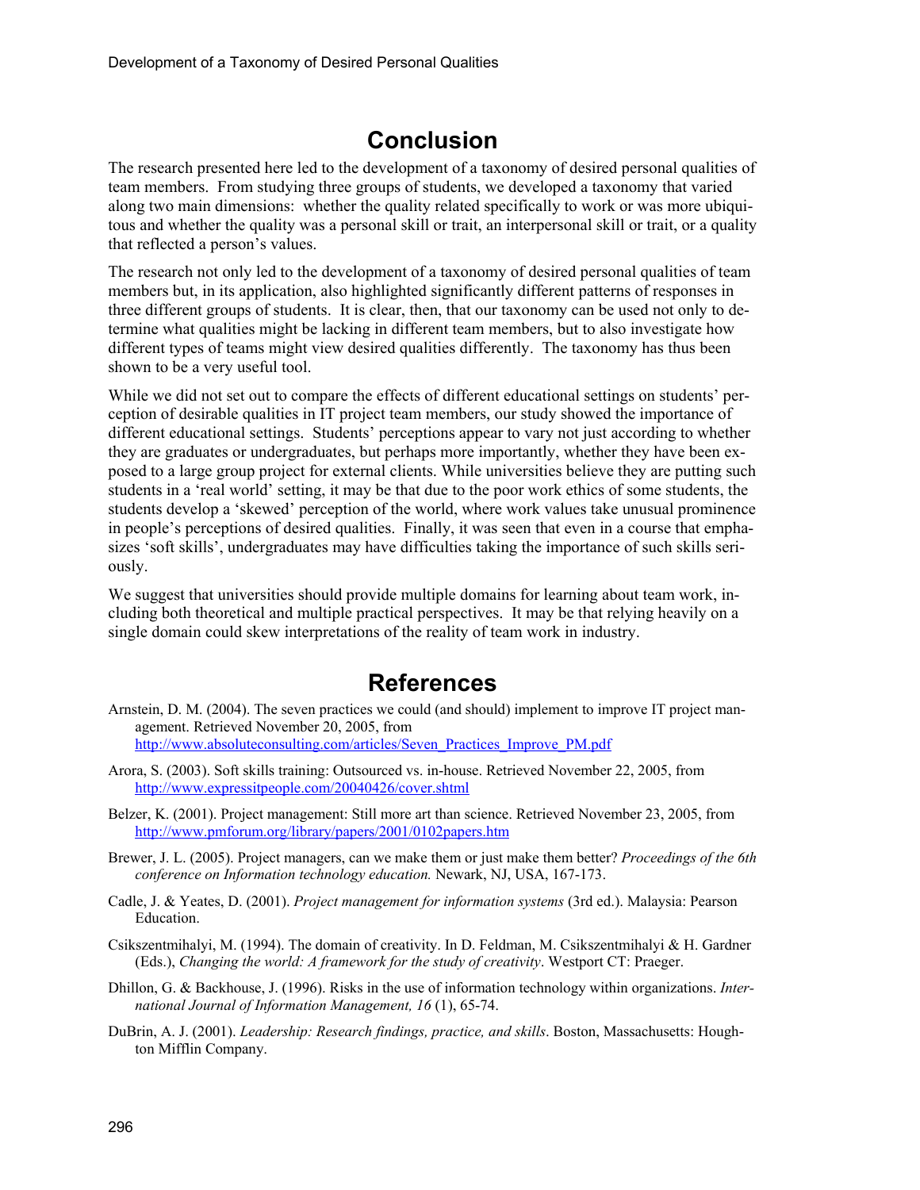# Conclusion

The research presented here led to the development of a taxonomy of desired personal qualities of team members. From studying three groups of students, we developed a taxonomy that varied along two main dimensions: whether the quality related specifically to work or was more ubiquitous and whether the quality was a personal skill or trait, an interpersonal skill or trait, or a quality that reflected a person's values.

The research not only led to the development of a taxonomy of desired personal qualities of team members but, in its application, also highlighted significantly different patterns of responses in three different groups of students. It is clear, then, that our taxonomy can be used not only to determine what qualities might be lacking in different team members, but to also investigate how different types of teams might view desired qualities differently. The taxonomy has thus been shown to be a very useful tool.

While we did not set out to compare the effects of different educational settings on students' perception of desirable qualities in IT project team members, our study showed the importance of different educational settings. Students' perceptions appear to vary not just according to whether they are graduates or undergraduates, but perhaps more importantly, whether they have been exposed to a large group project for external clients. While universities believe they are putting such students in a 'real world' setting, it may be that due to the poor work ethics of some students, the students develop a 'skewed' perception of the world, where work values take unusual prominence in people's perceptions of desired qualities. Finally, it was seen that even in a course that emphasizes 'soft skills', undergraduates may have difficulties taking the importance of such skills seriously.

We suggest that universities should provide multiple domains for learning about team work, including both theoretical and multiple practical perspectives. It may be that relying heavily on a single domain could skew interpretations of the reality of team work in industry.

# References

Arnstein, D. M. (2004). The seven practices we could (and should) implement to improve IT project management. Retrieved November 20, 2005, from http://www.absoluteconsulting.com/articles/Seven_Practices_Improve_PM.pdf

Arora, S. (2003). Soft skills training: Outsourced vs. in-house. Retrieved November 22, 2005, from http://www.expressitpeople.com/20040426/cover.shtml

Belzer, K. (2001). Project management: Still more art than science. Retrieved November 23, 2005, from http://www.pmforum.org/library/papers/2001/0102papers.htm

Brewer, J. L. (2005). Project managers, can we make them or just make them better? *Proceedings of the 6th conference on Information technology education.* Newark, NJ, USA, 167-173.

Cadle, J. & Yeates, D. (2001). *Project management for information systems* (3rd ed.). Malaysia: Pearson Education.

Csikszentmihalyi, M. (1994). The domain of creativity. In D. Feldman, M. Csikszentmihalyi & H. Gardner (Eds.), *Changing the world: A framework for the study of creativity*. Westport CT: Praeger.

Dhillon, G. & Backhouse, J. (1996). Risks in the use of information technology within organizations. *International Journal of Information Management, 16* (1), 65-74.

DuBrin, A. J. (2001). *Leadership: Research findings, practice, and skills*. Boston, Massachusetts: Houghton Mifflin Company.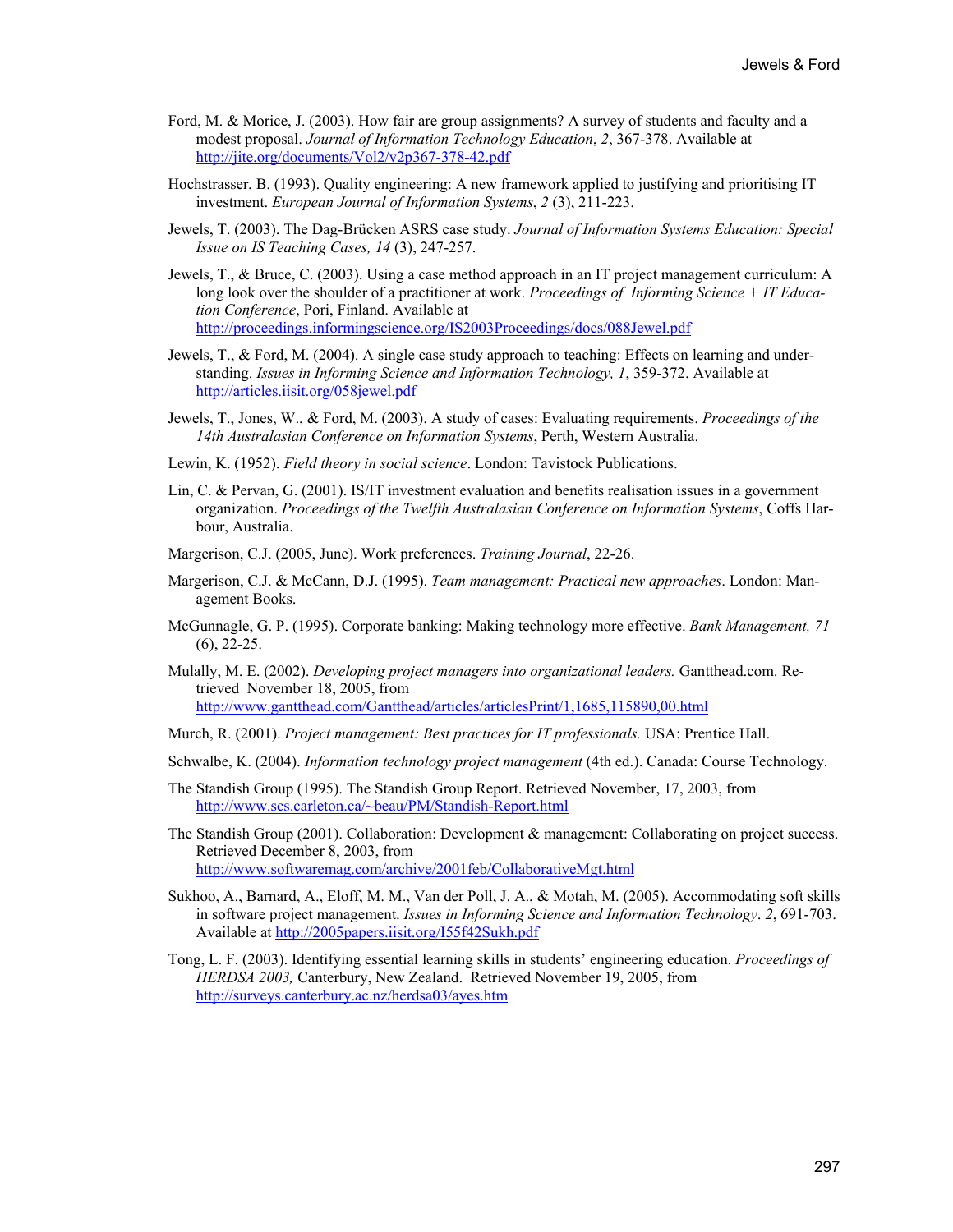Ford, M. & Morice, J. (2003). How fair are group assignments? A survey of students and faculty and a modest proposal. *Journal of Information Technology Education*, *2*, 367-378. Available at http://jite.org/documents/Vol2/v2p367-378-42.pdf

Hochstrasser, B. (1993). Quality engineering: A new framework applied to justifying and prioritising IT investment. *European Journal of Information Systems*, *2* (3), 211-223.

Jewels, T. (2003). The Dag-Brücken ASRS case study. *Journal of Information Systems Education: Special Issue on IS Teaching Cases, 14* (3), 247-257.

Jewels, T., & Bruce, C. (2003). Using a case method approach in an IT project management curriculum: A long look over the shoulder of a practitioner at work. *Proceedings of Informing Science + IT Education Conference*, Pori, Finland. Available at http://proceedings.informingscience.org/IS2003Proceedings/docs/088Jewel.pdf

Jewels, T., & Ford, M. (2004). A single case study approach to teaching: Effects on learning and understanding. *Issues in Informing Science and Information Technology, 1*, 359-372. Available at http://articles.iisit.org/058jewel.pdf

Jewels, T., Jones, W., & Ford, M. (2003). A study of cases: Evaluating requirements. *Proceedings of the 14th Australasian Conference on Information Systems*, Perth, Western Australia.

Lewin, K. (1952). *Field theory in social science*. London: Tavistock Publications.

Lin, C. & Pervan, G. (2001). IS/IT investment evaluation and benefits realisation issues in a government organization. *Proceedings of the Twelfth Australasian Conference on Information Systems*, Coffs Harbour, Australia.

Margerison, C.J. (2005, June). Work preferences. *Training Journal*, 22-26.

Margerison, C.J. & McCann, D.J. (1995). *Team management: Practical new approaches*. London: Management Books.

McGunnagle, G. P. (1995). Corporate banking: Making technology more effective. *Bank Management, 71* (6), 22-25.

Mulally, M. E. (2002). *Developing project managers into organizational leaders.* Gantthead.com. Retrieved November 18, 2005, from http://www.gantthead.com/Gantthead/articles/articlesPrint/1,1685,115890,00.html

Murch, R. (2001). *Project management: Best practices for IT professionals.* USA: Prentice Hall.

Schwalbe, K. (2004). *Information technology project management* (4th ed.). Canada: Course Technology.

The Standish Group (1995). The Standish Group Report. Retrieved November, 17, 2003, from http://www.scs.carleton.ca/~beau/PM/Standish-Report.html

The Standish Group (2001). Collaboration: Development & management: Collaborating on project success. Retrieved December 8, 2003, from http://www.softwaremag.com/archive/2001feb/CollaborativeMgt.html

Sukhoo, A., Barnard, A., Eloff, M. M., Van der Poll, J. A., & Motah, M. (2005). Accommodating soft skills in software project management. *Issues in Informing Science and Information Technology*. *2*, 691-703. Available at http://2005papers.iisit.org/I55f42Sukh.pdf

Tong, L. F. (2003). Identifying essential learning skills in students' engineering education. *Proceedings of HERDSA 2003,* Canterbury, New Zealand. Retrieved November 19, 2005, from http://surveys.canterbury.ac.nz/herdsa03/ayes.htm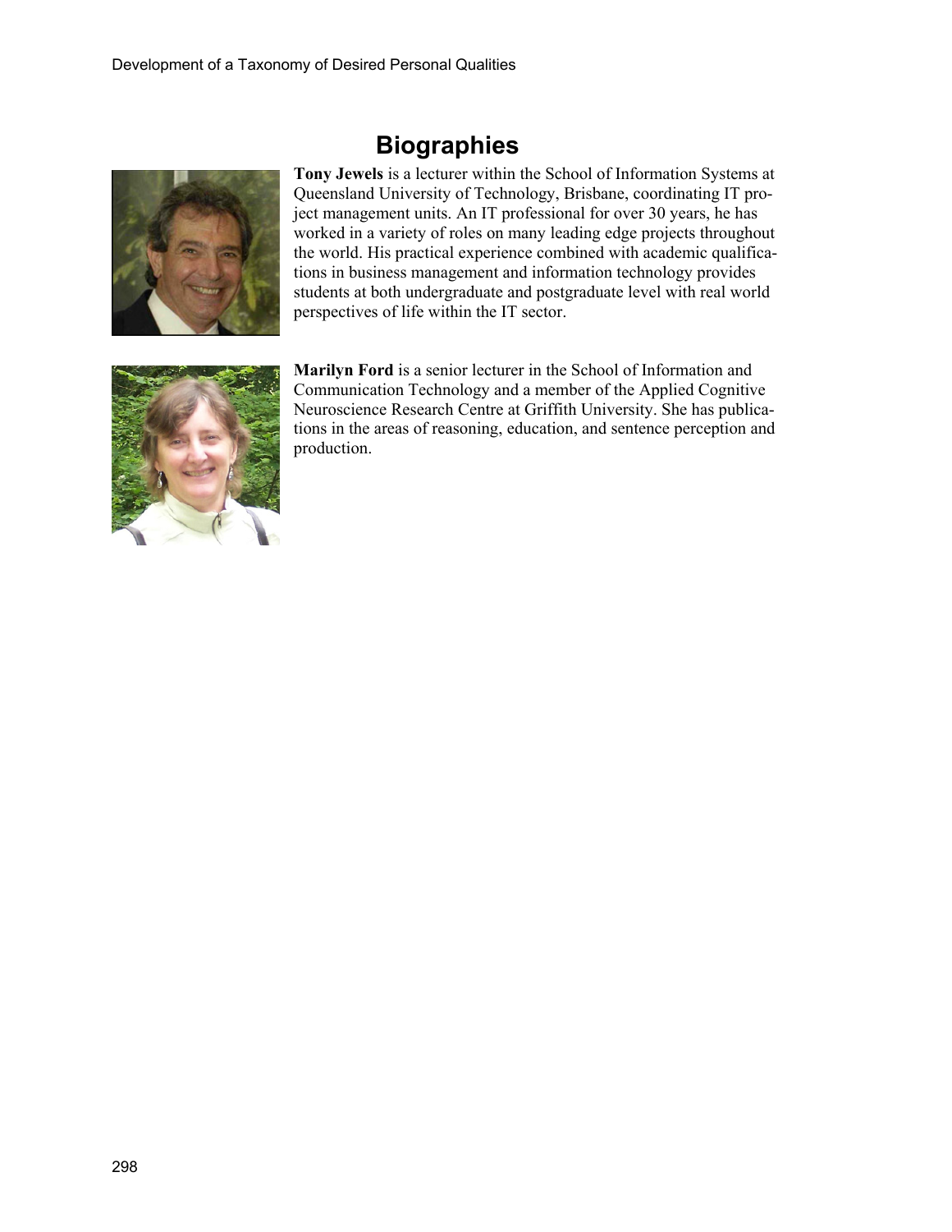## Biographies

**Tony Jewels** is a lecturer within the School of Information Systems at Queensland University of Technology, Brisbane, coordinating IT project management units. An IT professional for over 30 years, he has worked in a variety of roles on many leading edge projects throughout the world. His practical experience combined with academic qualifications in business management and information technology provides students at both undergraduate and postgraduate level with real world perspectives of life within the IT sector.

**Marilyn Ford** is a senior lecturer in the School of Information and Communication Technology and a member of the Applied Cognitive Neuroscience Research Centre at Griffith University. She has publications in the areas of reasoning, education, and sentence perception and production.